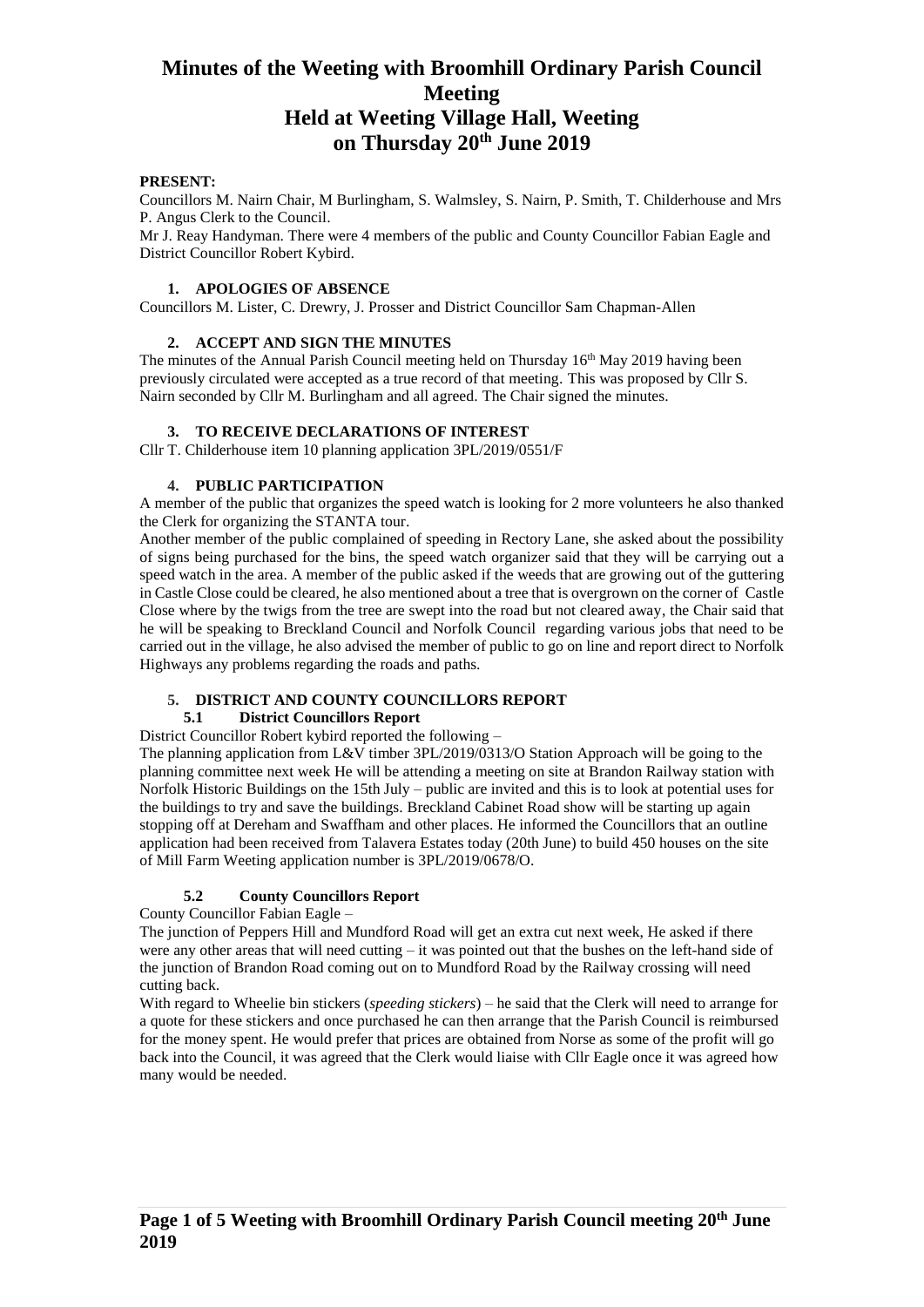# Minutes of the Weeting with Broomhill Ordinary Parish Council Meeting
# Held at Weeting Village Hall, Weeting
# on Thursday 20th June 2019

**PRESENT:**

Councillors M. Nairn Chair, M Burlingham, S. Walmsley, S. Nairn, P. Smith, T. Childerhouse and Mrs P. Angus Clerk to the Council.

Mr J. Reay Handyman. There were 4 members of the public and County Councillor Fabian Eagle and District Councillor Robert Kybird.

### 1. APOLOGIES OF ABSENCE

Councillors M. Lister, C. Drewry, J. Prosser and District Councillor Sam Chapman-Allen

### 2. ACCEPT AND SIGN THE MINUTES

The minutes of the Annual Parish Council meeting held on Thursday 16th May 2019 having been previously circulated were accepted as a true record of that meeting. This was proposed by Cllr S. Nairn seconded by Cllr M. Burlingham and all agreed. The Chair signed the minutes.

### 3. TO RECEIVE DECLARATIONS OF INTEREST

Cllr T. Childerhouse item 10 planning application 3PL/2019/0551/F

### 4. PUBLIC PARTICIPATION

A member of the public that organizes the speed watch is looking for 2 more volunteers he also thanked the Clerk for organizing the STANTA tour.

Another member of the public complained of speeding in Rectory Lane, she asked about the possibility of signs being purchased for the bins, the speed watch organizer said that they will be carrying out a speed watch in the area. A member of the public asked if the weeds that are growing out of the guttering in Castle Close could be cleared, he also mentioned about a tree that is overgrown on the corner of Castle Close where by the twigs from the tree are swept into the road but not cleared away, the Chair said that he will be speaking to Breckland Council and Norfolk Council regarding various jobs that need to be carried out in the village, he also advised the member of public to go on line and report direct to Norfolk Highways any problems regarding the roads and paths.

### 5. DISTRICT AND COUNTY COUNCILLORS REPORT

#### 5.1 District Councillors Report

District Councillor Robert kybird reported the following –

The planning application from L&V timber 3PL/2019/0313/O Station Approach will be going to the planning committee next week He will be attending a meeting on site at Brandon Railway station with Norfolk Historic Buildings on the 15th July – public are invited and this is to look at potential uses for the buildings to try and save the buildings. Breckland Cabinet Road show will be starting up again stopping off at Dereham and Swaffham and other places. He informed the Councillors that an outline application had been received from Talavera Estates today (20th June) to build 450 houses on the site of Mill Farm Weeting application number is 3PL/2019/0678/O.

#### 5.2 County Councillors Report

County Councillor Fabian Eagle –

The junction of Peppers Hill and Mundford Road will get an extra cut next week, He asked if there were any other areas that will need cutting – it was pointed out that the bushes on the left-hand side of the junction of Brandon Road coming out on to Mundford Road by the Railway crossing will need cutting back.

With regard to Wheelie bin stickers (*speeding stickers*) – he said that the Clerk will need to arrange for a quote for these stickers and once purchased he can then arrange that the Parish Council is reimbursed for the money spent. He would prefer that prices are obtained from Norse as some of the profit will go back into the Council, it was agreed that the Clerk would liaise with Cllr Eagle once it was agreed how many would be needed.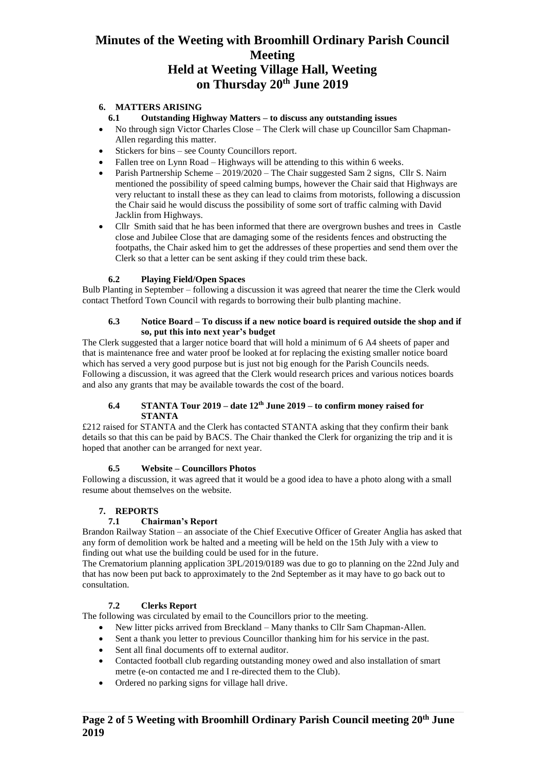# Minutes of the Weeting with Broomhill Ordinary Parish Council Meeting
# Held at Weeting Village Hall, Weeting
# on Thursday 20th June 2019

## 6. MATTERS ARISING

### 6.1 Outstanding Highway Matters – to discuss any outstanding issues

- No through sign Victor Charles Close – The Clerk will chase up Councillor Sam Chapman-Allen regarding this matter.
- Stickers for bins – see County Councillors report.
- Fallen tree on Lynn Road – Highways will be attending to this within 6 weeks.
- Parish Partnership Scheme – 2019/2020 – The Chair suggested Sam 2 signs, Cllr S. Nairn mentioned the possibility of speed calming bumps, however the Chair said that Highways are very reluctant to install these as they can lead to claims from motorists, following a discussion the Chair said he would discuss the possibility of some sort of traffic calming with David Jacklin from Highways.
- Cllr Smith said that he has been informed that there are overgrown bushes and trees in Castle close and Jubilee Close that are damaging some of the residents fences and obstructing the footpaths, the Chair asked him to get the addresses of these properties and send them over the Clerk so that a letter can be sent asking if they could trim these back.

### 6.2 Playing Field/Open Spaces

Bulb Planting in September – following a discussion it was agreed that nearer the time the Clerk would contact Thetford Town Council with regards to borrowing their bulb planting machine.

### 6.3 Notice Board – To discuss if a new notice board is required outside the shop and if so, put this into next year's budget

The Clerk suggested that a larger notice board that will hold a minimum of 6 A4 sheets of paper and that is maintenance free and water proof be looked at for replacing the existing smaller notice board which has served a very good purpose but is just not big enough for the Parish Councils needs. Following a discussion, it was agreed that the Clerk would research prices and various notices boards and also any grants that may be available towards the cost of the board.

### 6.4 STANTA Tour 2019 – date 12th June 2019 – to confirm money raised for STANTA

£212 raised for STANTA and the Clerk has contacted STANTA asking that they confirm their bank details so that this can be paid by BACS. The Chair thanked the Clerk for organizing the trip and it is hoped that another can be arranged for next year.

### 6.5 Website – Councillors Photos

Following a discussion, it was agreed that it would be a good idea to have a photo along with a small resume about themselves on the website.

## 7. REPORTS

### 7.1 Chairman's Report

Brandon Railway Station – an associate of the Chief Executive Officer of Greater Anglia has asked that any form of demolition work be halted and a meeting will be held on the 15th July with a view to finding out what use the building could be used for in the future.

The Crematorium planning application 3PL/2019/0189 was due to go to planning on the 22nd July and that has now been put back to approximately to the 2nd September as it may have to go back out to consultation.

### 7.2 Clerks Report

The following was circulated by email to the Councillors prior to the meeting.

- New litter picks arrived from Breckland – Many thanks to Cllr Sam Chapman-Allen.
- Sent a thank you letter to previous Councillor thanking him for his service in the past.
- Sent all final documents off to external auditor.
- Contacted football club regarding outstanding money owed and also installation of smart metre (e-on contacted me and I re-directed them to the Club).
- Ordered no parking signs for village hall drive.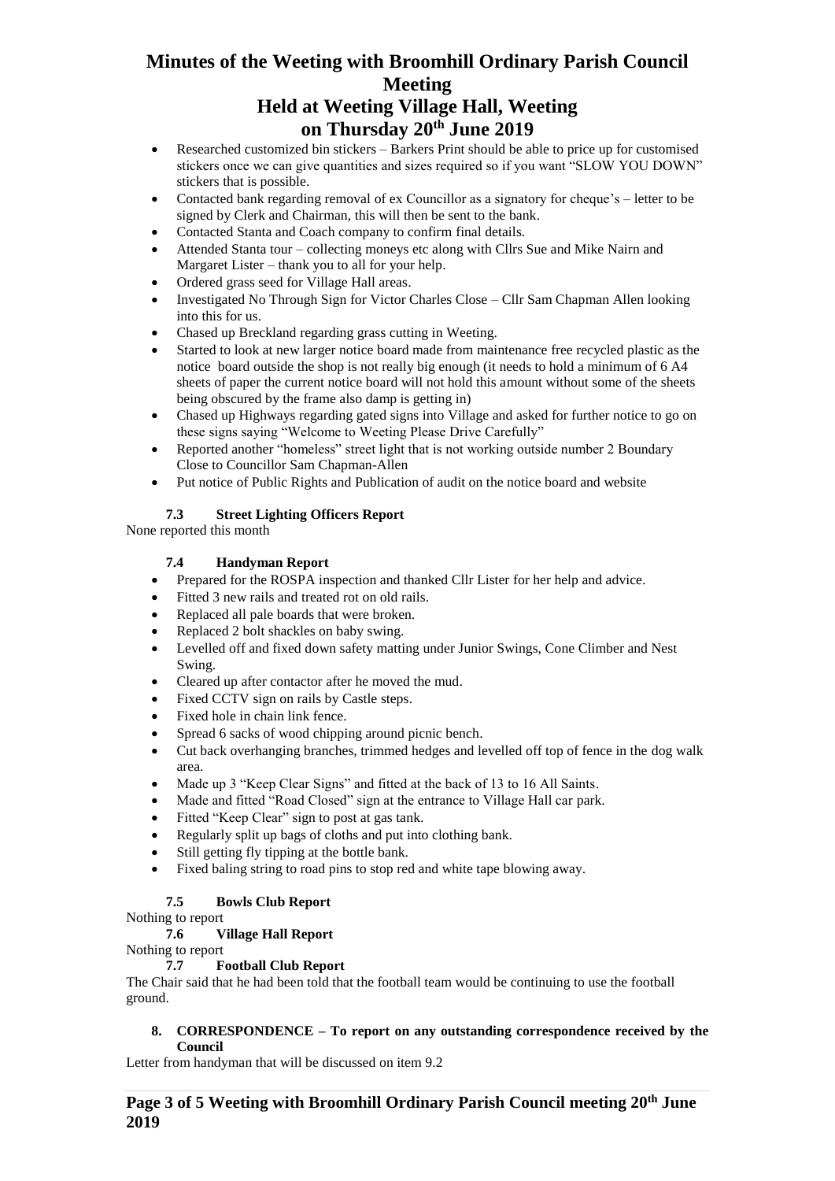- Researched customized bin stickers – Barkers Print should be able to price up for customised stickers once we can give quantities and sizes required so if you want "SLOW YOU DOWN" stickers that is possible.
- Contacted bank regarding removal of ex Councillor as a signatory for cheque's – letter to be signed by Clerk and Chairman, this will then be sent to the bank.
- Contacted Stanta and Coach company to confirm final details.
- Attended Stanta tour – collecting moneys etc along with Cllrs Sue and Mike Nairn and Margaret Lister – thank you to all for your help.
- Ordered grass seed for Village Hall areas.
- Investigated No Through Sign for Victor Charles Close – Cllr Sam Chapman Allen looking into this for us.
- Chased up Breckland regarding grass cutting in Weeting.
- Started to look at new larger notice board made from maintenance free recycled plastic as the notice board outside the shop is not really big enough (it needs to hold a minimum of 6 A4 sheets of paper the current notice board will not hold this amount without some of the sheets being obscured by the frame also damp is getting in)
- Chased up Highways regarding gated signs into Village and asked for further notice to go on these signs saying "Welcome to Weeting Please Drive Carefully"
- Reported another "homeless" street light that is not working outside number 2 Boundary Close to Councillor Sam Chapman-Allen
- Put notice of Public Rights and Publication of audit on the notice board and website

### 7.3 Street Lighting Officers Report

None reported this month

### 7.4 Handyman Report

- Prepared for the ROSPA inspection and thanked Cllr Lister for her help and advice.
- Fitted 3 new rails and treated rot on old rails.
- Replaced all pale boards that were broken.
- Replaced 2 bolt shackles on baby swing.
- Levelled off and fixed down safety matting under Junior Swings, Cone Climber and Nest Swing.
- Cleared up after contactor after he moved the mud.
- Fixed CCTV sign on rails by Castle steps.
- Fixed hole in chain link fence.
- Spread 6 sacks of wood chipping around picnic bench.
- Cut back overhanging branches, trimmed hedges and levelled off top of fence in the dog walk area.
- Made up 3 "Keep Clear Signs" and fitted at the back of 13 to 16 All Saints.
- Made and fitted "Road Closed" sign at the entrance to Village Hall car park.
- Fitted "Keep Clear" sign to post at gas tank.
- Regularly split up bags of cloths and put into clothing bank.
- Still getting fly tipping at the bottle bank.
- Fixed baling string to road pins to stop red and white tape blowing away.

### 7.5 Bowls Club Report

Nothing to report

### 7.6 Village Hall Report

Nothing to report

### 7.7 Football Club Report

The Chair said that he had been told that the football team would be continuing to use the football ground.

## 8. CORRESPONDENCE – To report on any outstanding correspondence received by the Council

Letter from handyman that will be discussed on item 9.2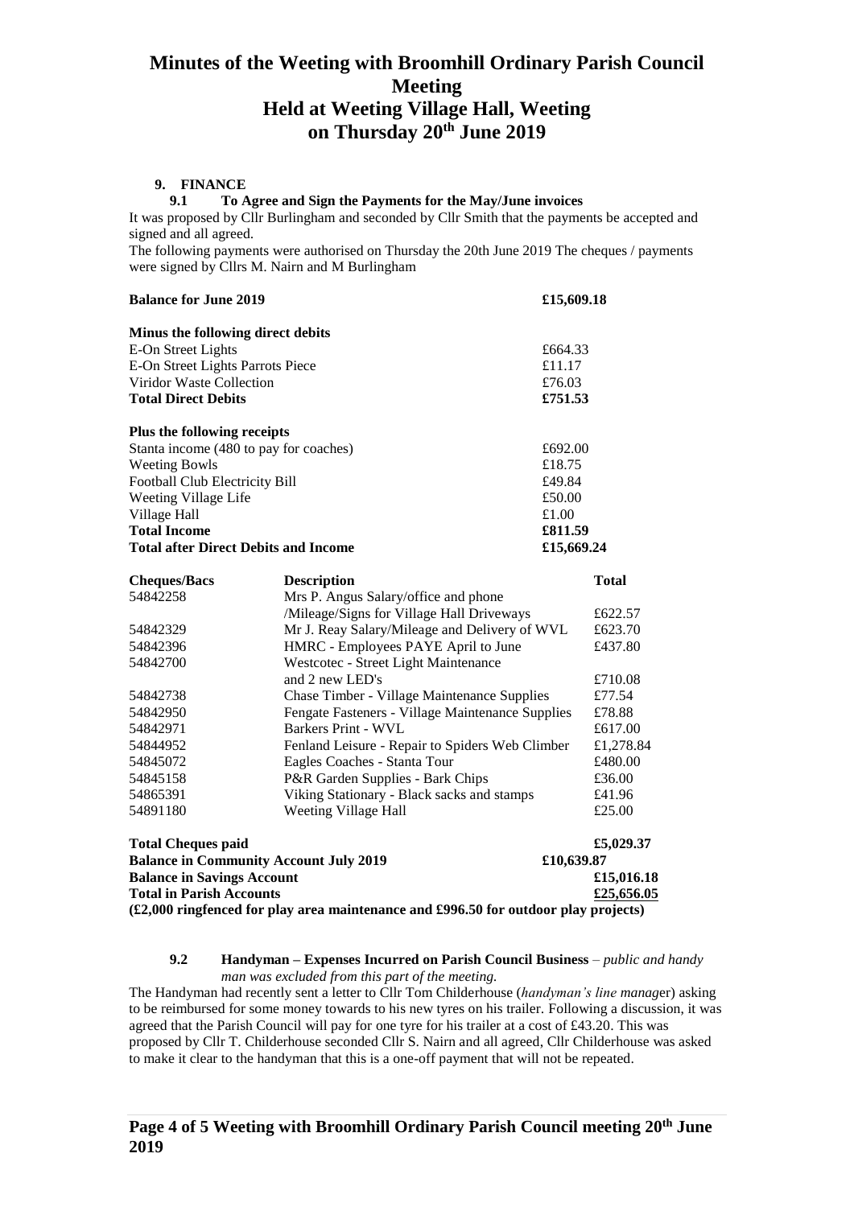# Minutes of the Weeting with Broomhill Ordinary Parish Council Meeting
# Held at Weeting Village Hall, Weeting
# on Thursday 20th June 2019

## 9. FINANCE

### 9.1 To Agree and Sign the Payments for the May/June invoices

It was proposed by Cllr Burlingham and seconded by Cllr Smith that the payments be accepted and signed and all agreed.

The following payments were authorised on Thursday the 20th June 2019 The cheques / payments were signed by Cllrs M. Nairn and M Burlingham

| **Balance for June 2019** | **£15,609.18** |
|---|---|
| **Minus the following direct debits** | |
| E-On Street Lights | £664.33 |
| E-On Street Lights Parrots Piece | £11.17 |
| Viridor Waste Collection | £76.03 |
| **Total Direct Debits** | **£751.53** |
| **Plus the following receipts** | |
| Stanta income (480 to pay for coaches) | £692.00 |
| Weeting Bowls | £18.75 |
| Football Club Electricity Bill | £49.84 |
| Weeting Village Life | £50.00 |
| Village Hall | £1.00 |
| **Total Income** | **£811.59** |
| **Total after Direct Debits and Income** | **£15,669.24** |

| **Cheques/Bacs** | **Description** | **Total** |
|---|---|---|
| 54842258 | Mrs P. Angus Salary/office and phone /Mileage/Signs for Village Hall Driveways | £622.57 |
| 54842329 | Mr J. Reay Salary/Mileage and Delivery of WVL | £623.70 |
| 54842396 | HMRC - Employees PAYE April to June | £437.80 |
| 54842700 | Westcotec - Street Light Maintenance and 2 new LED's | £710.08 |
| 54842738 | Chase Timber - Village Maintenance Supplies | £77.54 |
| 54842950 | Fengate Fasteners - Village Maintenance Supplies | £78.88 |
| 54842971 | Barkers Print - WVL | £617.00 |
| 54844952 | Fenland Leisure - Repair to Spiders Web Climber | £1,278.84 |
| 54845072 | Eagles Coaches - Stanta Tour | £480.00 |
| 54845158 | P&R Garden Supplies - Bark Chips | £36.00 |
| 54865391 | Viking Stationary - Black sacks and stamps | £41.96 |
| 54891180 | Weeting Village Hall | £25.00 |

| | | |
|---|---|---|
| **Total Cheques paid** | | **£5,029.37** |
| **Balance in Community Account July 2019** | **£10,639.87** | |
| **Balance in Savings Account** | | **£15,016.18** |
| **Total in Parish Accounts** | | **£25,656.05** |

**(£2,000 ringfenced for play area maintenance and £996.50 for outdoor play projects)**

### 9.2 Handyman – Expenses Incurred on Parish Council Business – *public and handy man was excluded from this part of the meeting.*

The Handyman had recently sent a letter to Cllr Tom Childerhouse (*handyman's line manager*) asking to be reimbursed for some money towards to his new tyres on his trailer. Following a discussion, it was agreed that the Parish Council will pay for one tyre for his trailer at a cost of £43.20. This was proposed by Cllr T. Childerhouse seconded Cllr S. Nairn and all agreed, Cllr Childerhouse was asked to make it clear to the handyman that this is a one-off payment that will not be repeated.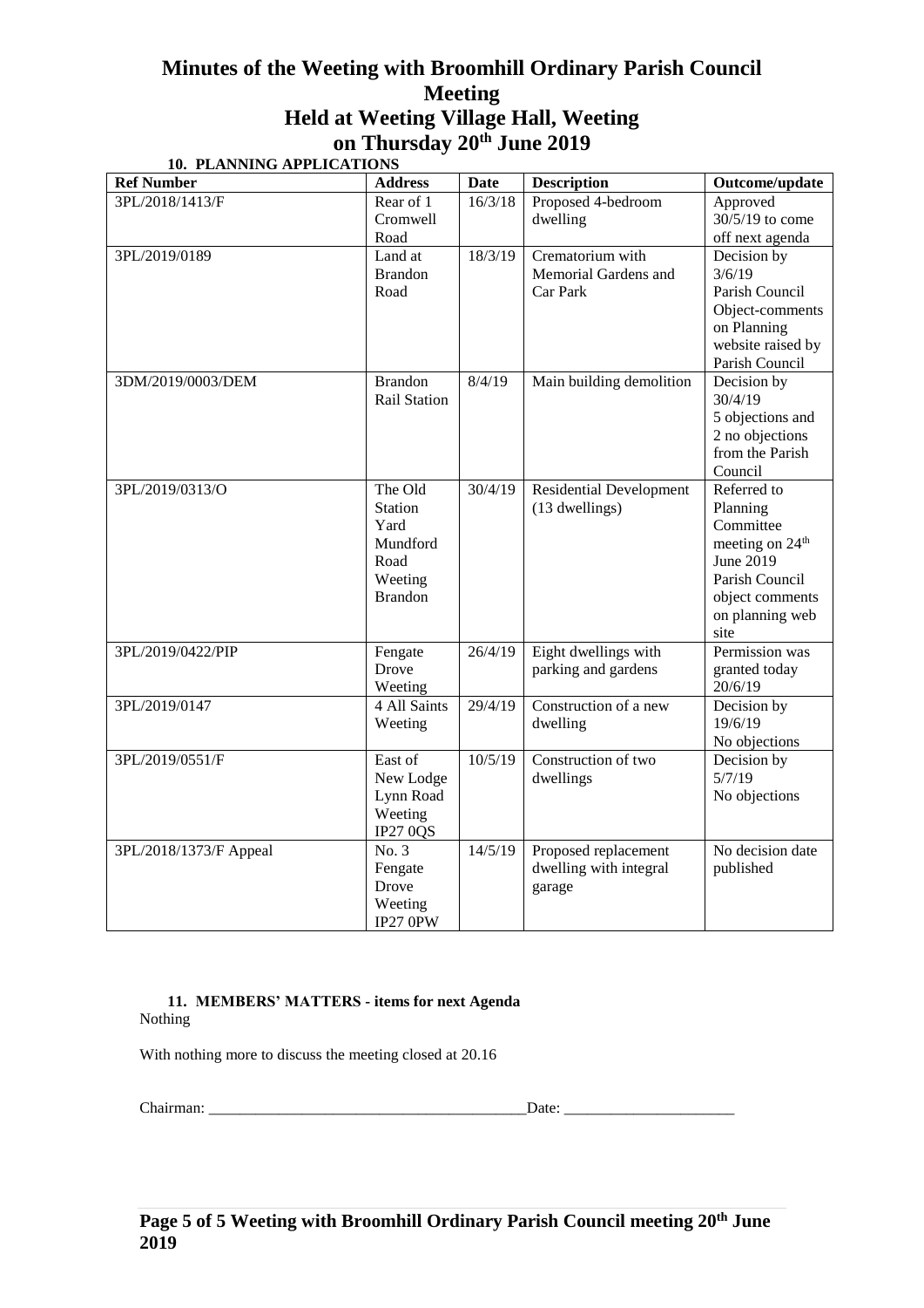# Minutes of the Weeting with Broomhill Ordinary Parish Council Meeting
## Held at Weeting Village Hall, Weeting
## on Thursday 20th June 2019

### 10. PLANNING APPLICATIONS

| Ref Number | Address | Date | Description | Outcome/update |
|---|---|---|---|---|
| 3PL/2018/1413/F | Rear of 1 Cromwell Road | 16/3/18 | Proposed 4-bedroom dwelling | Approved 30/5/19 to come off next agenda |
| 3PL/2019/0189 | Land at Brandon Road | 18/3/19 | Crematorium with Memorial Gardens and Car Park | Decision by 3/6/19 Parish Council Object-comments on Planning website raised by Parish Council |
| 3DM/2019/0003/DEM | Brandon Rail Station | 8/4/19 | Main building demolition | Decision by 30/4/19 5 objections and 2 no objections from the Parish Council |
| 3PL/2019/0313/O | The Old Station Yard Mundford Road Weeting Brandon | 30/4/19 | Residential Development (13 dwellings) | Referred to Planning Committee meeting on 24th June 2019 Parish Council object comments on planning web site |
| 3PL/2019/0422/PIP | Fengate Drove Weeting | 26/4/19 | Eight dwellings with parking and gardens | Permission was granted today 20/6/19 |
| 3PL/2019/0147 | 4 All Saints Weeting | 29/4/19 | Construction of a new dwelling | Decision by 19/6/19 No objections |
| 3PL/2019/0551/F | East of New Lodge Lynn Road Weeting IP27 0QS | 10/5/19 | Construction of two dwellings | Decision by 5/7/19 No objections |
| 3PL/2018/1373/F Appeal | No. 3 Fengate Drove Weeting IP27 0PW | 14/5/19 | Proposed replacement dwelling with integral garage | No decision date published |

### 11. MEMBERS' MATTERS - items for next Agenda

Nothing

With nothing more to discuss the meeting closed at 20.16

Chairman: ________________________________________Date: _____________________